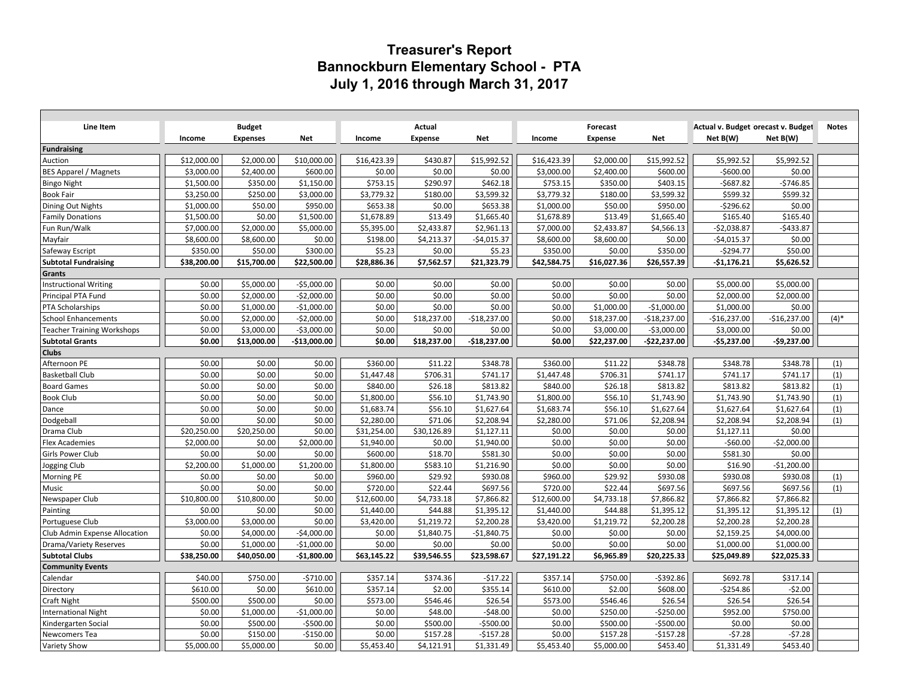# Treasurer's Report
## Bannockburn Elementary School - PTA
### July 1, 2016 through March 31, 2017

| Line Item | Budget | | | Actual | | | Forecast | | | Actual v. Budget | Forecast v. Budget | Notes |
|---|---|---|---|---|---|---|---|---|---|---|---|---|
| | Income | Expenses | Net | Income | Expense | Net | Income | Expense | Net | Net B(W) | Net B(W) | |
| **Fundraising** | | | | | | | | | | | | |
| Auction | $12,000.00 | $2,000.00 | $10,000.00 | $16,423.39 | $430.87 | $15,992.52 | $16,423.39 | $2,000.00 | $15,992.52 | $5,992.52 | $5,992.52 | |
| BES Apparel / Magnets | $3,000.00 | $2,400.00 | $600.00 | $0.00 | $0.00 | $0.00 | $3,000.00 | $2,400.00 | $600.00 | -$600.00 | $0.00 | |
| Bingo Night | $1,500.00 | $350.00 | $1,150.00 | $753.15 | $290.97 | $462.18 | $753.15 | $350.00 | $403.15 | -$687.82 | -$746.85 | |
| Book Fair | $3,250.00 | $250.00 | $3,000.00 | $3,779.32 | $180.00 | $3,599.32 | $3,779.32 | $180.00 | $3,599.32 | $599.32 | $599.32 | |
| Dining Out Nights | $1,000.00 | $50.00 | $950.00 | $653.38 | $0.00 | $653.38 | $1,000.00 | $50.00 | $950.00 | -$296.62 | $0.00 | |
| Family Donations | $1,500.00 | $0.00 | $1,500.00 | $1,678.89 | $13.49 | $1,665.40 | $1,678.89 | $13.49 | $1,665.40 | $165.40 | $165.40 | |
| Fun Run/Walk | $7,000.00 | $2,000.00 | $5,000.00 | $5,395.00 | $2,433.87 | $2,961.13 | $7,000.00 | $2,433.87 | $4,566.13 | -$2,038.87 | -$433.87 | |
| Mayfair | $8,600.00 | $8,600.00 | $0.00 | $198.00 | $4,213.37 | -$4,015.37 | $8,600.00 | $8,600.00 | $0.00 | -$4,015.37 | $0.00 | |
| Safeway Escript | $350.00 | $50.00 | $300.00 | $5.23 | $0.00 | $5.23 | $350.00 | $0.00 | $350.00 | -$294.77 | $50.00 | |
| **Subtotal Fundraising** | **$38,200.00** | **$15,700.00** | **$22,500.00** | **$28,886.36** | **$7,562.57** | **$21,323.79** | **$42,584.75** | **$16,027.36** | **$26,557.39** | **-$1,176.21** | **$5,626.52** | |
| **Grants** | | | | | | | | | | | | |
| Instructional Writing | $0.00 | $5,000.00 | -$5,000.00 | $0.00 | $0.00 | $0.00 | $0.00 | $0.00 | $0.00 | $5,000.00 | $5,000.00 | |
| Principal PTA Fund | $0.00 | $2,000.00 | -$2,000.00 | $0.00 | $0.00 | $0.00 | $0.00 | $0.00 | $0.00 | $2,000.00 | $2,000.00 | |
| PTA Scholarships | $0.00 | $1,000.00 | -$1,000.00 | $0.00 | $0.00 | $0.00 | $0.00 | $1,000.00 | -$1,000.00 | $1,000.00 | $0.00 | |
| School Enhancements | $0.00 | $2,000.00 | -$2,000.00 | $0.00 | $18,237.00 | -$18,237.00 | $0.00 | $18,237.00 | -$18,237.00 | -$16,237.00 | -$16,237.00 | (4)* |
| Teacher Training Workshops | $0.00 | $3,000.00 | -$3,000.00 | $0.00 | $0.00 | $0.00 | $0.00 | $3,000.00 | -$3,000.00 | $3,000.00 | $0.00 | |
| **Subtotal Grants** | **$0.00** | **$13,000.00** | **-$13,000.00** | **$0.00** | **$18,237.00** | **-$18,237.00** | **$0.00** | **$22,237.00** | **-$22,237.00** | **-$5,237.00** | **-$9,237.00** | |
| **Clubs** | | | | | | | | | | | | |
| Afternoon PE | $0.00 | $0.00 | $0.00 | $360.00 | $11.22 | $348.78 | $360.00 | $11.22 | $348.78 | $348.78 | $348.78 | (1) |
| Basketball Club | $0.00 | $0.00 | $0.00 | $1,447.48 | $706.31 | $741.17 | $1,447.48 | $706.31 | $741.17 | $741.17 | $741.17 | (1) |
| Board Games | $0.00 | $0.00 | $0.00 | $840.00 | $26.18 | $813.82 | $840.00 | $26.18 | $813.82 | $813.82 | $813.82 | (1) |
| Book Club | $0.00 | $0.00 | $0.00 | $1,800.00 | $56.10 | $1,743.90 | $1,800.00 | $56.10 | $1,743.90 | $1,743.90 | $1,743.90 | (1) |
| Dance | $0.00 | $0.00 | $0.00 | $1,683.74 | $56.10 | $1,627.64 | $1,683.74 | $56.10 | $1,627.64 | $1,627.64 | $1,627.64 | (1) |
| Dodgeball | $0.00 | $0.00 | $0.00 | $2,280.00 | $71.06 | $2,208.94 | $2,280.00 | $71.06 | $2,208.94 | $2,208.94 | $2,208.94 | (1) |
| Drama Club | $20,250.00 | $20,250.00 | $0.00 | $31,254.00 | $30,126.89 | $1,127.11 | $0.00 | $0.00 | $0.00 | $1,127.11 | $0.00 | |
| Flex Academies | $2,000.00 | $0.00 | $2,000.00 | $1,940.00 | $0.00 | $1,940.00 | $0.00 | $0.00 | $0.00 | -$60.00 | -$2,000.00 | |
| Girls Power Club | $0.00 | $0.00 | $0.00 | $600.00 | $18.70 | $581.30 | $0.00 | $0.00 | $0.00 | $581.30 | $0.00 | |
| Jogging Club | $2,200.00 | $1,000.00 | $1,200.00 | $1,800.00 | $583.10 | $1,216.90 | $0.00 | $0.00 | $0.00 | $16.90 | -$1,200.00 | |
| Morning PE | $0.00 | $0.00 | $0.00 | $960.00 | $29.92 | $930.08 | $960.00 | $29.92 | $930.08 | $930.08 | $930.08 | (1) |
| Music | $0.00 | $0.00 | $0.00 | $720.00 | $22.44 | $697.56 | $720.00 | $22.44 | $697.56 | $697.56 | $697.56 | (1) |
| Newspaper Club | $10,800.00 | $10,800.00 | $0.00 | $12,600.00 | $4,733.18 | $7,866.82 | $12,600.00 | $4,733.18 | $7,866.82 | $7,866.82 | $7,866.82 | |
| Painting | $0.00 | $0.00 | $0.00 | $1,440.00 | $44.88 | $1,395.12 | $1,440.00 | $44.88 | $1,395.12 | $1,395.12 | $1,395.12 | (1) |
| Portuguese Club | $3,000.00 | $3,000.00 | $0.00 | $3,420.00 | $1,219.72 | $2,200.28 | $3,420.00 | $1,219.72 | $2,200.28 | $2,200.28 | $2,200.28 | |
| Club Admin Expense Allocation | $0.00 | $4,000.00 | -$4,000.00 | $0.00 | $1,840.75 | -$1,840.75 | $0.00 | $0.00 | $0.00 | $2,159.25 | $4,000.00 | |
| Drama/Variety Reserves | $0.00 | $1,000.00 | -$1,000.00 | $0.00 | $0.00 | $0.00 | $0.00 | $0.00 | $0.00 | $1,000.00 | $1,000.00 | |
| **Subtotal Clubs** | **$38,250.00** | **$40,050.00** | **-$1,800.00** | **$63,145.22** | **$39,546.55** | **$23,598.67** | **$27,191.22** | **$6,965.89** | **$20,225.33** | **$25,049.89** | **$22,025.33** | |
| **Community Events** | | | | | | | | | | | | |
| Calendar | $40.00 | $750.00 | -$710.00 | $357.14 | $374.36 | -$17.22 | $357.14 | $750.00 | -$392.86 | $692.78 | $317.14 | |
| Directory | $610.00 | $0.00 | $610.00 | $357.14 | $2.00 | $355.14 | $610.00 | $2.00 | $608.00 | -$254.86 | -$2.00 | |
| Craft Night | $500.00 | $500.00 | $0.00 | $573.00 | $546.46 | $26.54 | $573.00 | $546.46 | $26.54 | $26.54 | $26.54 | |
| International Night | $0.00 | $1,000.00 | -$1,000.00 | $0.00 | $48.00 | -$48.00 | $0.00 | $250.00 | -$250.00 | $952.00 | $750.00 | |
| Kindergarten Social | $0.00 | $500.00 | -$500.00 | $0.00 | $500.00 | -$500.00 | $0.00 | $500.00 | -$500.00 | $0.00 | $0.00 | |
| Newcomers Tea | $0.00 | $150.00 | -$150.00 | $0.00 | $157.28 | -$157.28 | $0.00 | $157.28 | -$157.28 | -$7.28 | -$7.28 | |
| Variety Show | $5,000.00 | $5,000.00 | $0.00 | $5,453.40 | $4,121.91 | $1,331.49 | $5,453.40 | $5,000.00 | $453.40 | $1,331.49 | $453.40 | |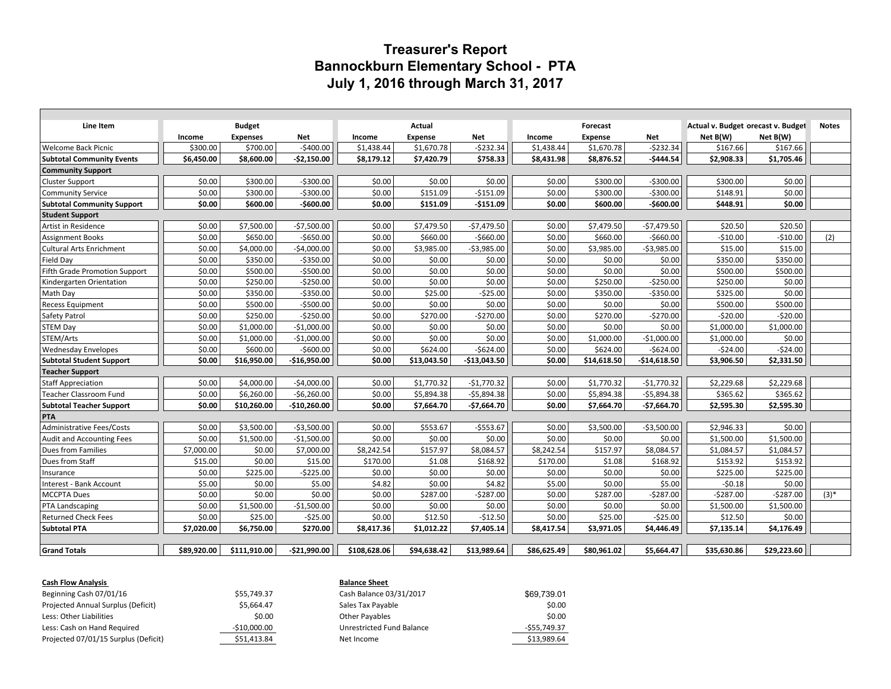# Treasurer's Report
## Bannockburn Elementary School - PTA
## July 1, 2016 through March 31, 2017

| Line Item | Budget | | | Actual | | | Forecast | | | Actual v. Budget | Forecast v. Budget | Notes |
|---|---|---|---|---|---|---|---|---|---|---|---|---|
| | Income | Expenses | Net | Income | Expense | Net | Income | Expense | Net | Net B(W) | Net B(W) | |
| Welcome Back Picnic | $300.00 | $700.00 | -$400.00 | $1,438.44 | $1,670.78 | -$232.34 | $1,438.44 | $1,670.78 | -$232.34 | $167.66 | $167.66 | |
| **Subtotal Community Events** | **$6,450.00** | **$8,600.00** | **-$2,150.00** | **$8,179.12** | **$7,420.79** | **$758.33** | **$8,431.98** | **$8,876.52** | **-$444.54** | **$2,908.33** | **$1,705.46** | |
| **Community Support** | | | | | | | | | | | | |
| Cluster Support | $0.00 | $300.00 | -$300.00 | $0.00 | $0.00 | $0.00 | $0.00 | $300.00 | -$300.00 | $300.00 | $0.00 | |
| Community Service | $0.00 | $300.00 | -$300.00 | $0.00 | $151.09 | -$151.09 | $0.00 | $300.00 | -$300.00 | $148.91 | $0.00 | |
| **Subtotal Community Support** | **$0.00** | **$600.00** | **-$600.00** | **$0.00** | **$151.09** | **-$151.09** | **$0.00** | **$600.00** | **-$600.00** | **$448.91** | **$0.00** | |
| **Student Support** | | | | | | | | | | | | |
| Artist in Residence | $0.00 | $7,500.00 | -$7,500.00 | $0.00 | $7,479.50 | -$7,479.50 | $0.00 | $7,479.50 | -$7,479.50 | $20.50 | $20.50 | |
| Assignment Books | $0.00 | $650.00 | -$650.00 | $0.00 | $660.00 | -$660.00 | $0.00 | $660.00 | -$660.00 | -$10.00 | -$10.00 | (2) |
| Cultural Arts Enrichment | $0.00 | $4,000.00 | -$4,000.00 | $0.00 | $3,985.00 | -$3,985.00 | $0.00 | $3,985.00 | -$3,985.00 | $15.00 | $15.00 | |
| Field Day | $0.00 | $350.00 | -$350.00 | $0.00 | $0.00 | $0.00 | $0.00 | $0.00 | $0.00 | $350.00 | $350.00 | |
| Fifth Grade Promotion Support | $0.00 | $500.00 | -$500.00 | $0.00 | $0.00 | $0.00 | $0.00 | $0.00 | $0.00 | $500.00 | $500.00 | |
| Kindergarten Orientation | $0.00 | $250.00 | -$250.00 | $0.00 | $0.00 | $0.00 | $0.00 | $250.00 | -$250.00 | $250.00 | $0.00 | |
| Math Day | $0.00 | $350.00 | -$350.00 | $0.00 | $25.00 | -$25.00 | $0.00 | $350.00 | -$350.00 | $325.00 | $0.00 | |
| Recess Equipment | $0.00 | $500.00 | -$500.00 | $0.00 | $0.00 | $0.00 | $0.00 | $0.00 | $0.00 | $500.00 | $500.00 | |
| Safety Patrol | $0.00 | $250.00 | -$250.00 | $0.00 | $270.00 | -$270.00 | $0.00 | $270.00 | -$270.00 | -$20.00 | -$20.00 | |
| STEM Day | $0.00 | $1,000.00 | -$1,000.00 | $0.00 | $0.00 | $0.00 | $0.00 | $0.00 | $0.00 | $1,000.00 | $1,000.00 | |
| STEM/Arts | $0.00 | $1,000.00 | -$1,000.00 | $0.00 | $0.00 | $0.00 | $0.00 | $1,000.00 | -$1,000.00 | $1,000.00 | $0.00 | |
| Wednesday Envelopes | $0.00 | $600.00 | -$600.00 | $0.00 | $624.00 | -$624.00 | $0.00 | $624.00 | -$624.00 | -$24.00 | -$24.00 | |
| **Subtotal Student Support** | **$0.00** | **$16,950.00** | **-$16,950.00** | **$0.00** | **$13,043.50** | **-$13,043.50** | **$0.00** | **$14,618.50** | **-$14,618.50** | **$3,906.50** | **$2,331.50** | |
| **Teacher Support** | | | | | | | | | | | | |
| Staff Appreciation | $0.00 | $4,000.00 | -$4,000.00 | $0.00 | $1,770.32 | -$1,770.32 | $0.00 | $1,770.32 | -$1,770.32 | $2,229.68 | $2,229.68 | |
| Teacher Classroom Fund | $0.00 | $6,260.00 | -$6,260.00 | $0.00 | $5,894.38 | -$5,894.38 | $0.00 | $5,894.38 | -$5,894.38 | $365.62 | $365.62 | |
| **Subtotal Teacher Support** | **$0.00** | **$10,260.00** | **-$10,260.00** | **$0.00** | **$7,664.70** | **-$7,664.70** | **$0.00** | **$7,664.70** | **-$7,664.70** | **$2,595.30** | **$2,595.30** | |
| **PTA** | | | | | | | | | | | | |
| Administrative Fees/Costs | $0.00 | $3,500.00 | -$3,500.00 | $0.00 | $553.67 | -$553.67 | $0.00 | $3,500.00 | -$3,500.00 | $2,946.33 | $0.00 | |
| Audit and Accounting Fees | $0.00 | $1,500.00 | -$1,500.00 | $0.00 | $0.00 | $0.00 | $0.00 | $0.00 | $0.00 | $1,500.00 | $1,500.00 | |
| Dues from Families | $7,000.00 | $0.00 | $7,000.00 | $8,242.54 | $157.97 | $8,084.57 | $8,242.54 | $157.97 | $8,084.57 | $1,084.57 | $1,084.57 | |
| Dues from Staff | $15.00 | $0.00 | $15.00 | $170.00 | $1.08 | $168.92 | $170.00 | $1.08 | $168.92 | $153.92 | $153.92 | |
| Insurance | $0.00 | $225.00 | -$225.00 | $0.00 | $0.00 | $0.00 | $0.00 | $0.00 | $0.00 | $225.00 | $225.00 | |
| Interest - Bank Account | $5.00 | $0.00 | $5.00 | $4.82 | $0.00 | $4.82 | $5.00 | $0.00 | $5.00 | -$0.18 | $0.00 | |
| MCCPTA Dues | $0.00 | $0.00 | $0.00 | $0.00 | $287.00 | -$287.00 | $0.00 | $287.00 | -$287.00 | -$287.00 | -$287.00 | (3)* |
| PTA Landscaping | $0.00 | $1,500.00 | -$1,500.00 | $0.00 | $0.00 | $0.00 | $0.00 | $0.00 | $0.00 | $1,500.00 | $1,500.00 | |
| Returned Check Fees | $0.00 | $25.00 | -$25.00 | $0.00 | $12.50 | -$12.50 | $0.00 | $25.00 | -$25.00 | $12.50 | $0.00 | |
| **Subtotal PTA** | **$7,020.00** | **$6,750.00** | **$270.00** | **$8,417.36** | **$1,012.22** | **$7,405.14** | **$8,417.54** | **$3,971.05** | **$4,446.49** | **$7,135.14** | **$4,176.49** | |
| | | | | | | | | | | | | |
| **Grand Totals** | **$89,920.00** | **$111,910.00** | **-$21,990.00** | **$108,628.06** | **$94,638.42** | **$13,989.64** | **$86,625.49** | **$80,961.02** | **$5,664.47** | **$35,630.86** | **$29,223.60** | |

| **Cash Flow Analysis** | |
|---|---|
| Beginning Cash 07/01/16 | $55,749.37 |
| Projected Annual Surplus (Deficit) | $5,664.47 |
| Less: Other Liabilities | $0.00 |
| Less: Cash on Hand Required | -$10,000.00 |
| Projected 07/01/15 Surplus (Deficit) | $51,413.84 |

| **Balance Sheet** | |
|---|---|
| Cash Balance 03/31/2017 | $69,739.01 |
| Sales Tax Payable | $0.00 |
| Other Payables | $0.00 |
| Unrestricted Fund Balance | -$55,749.37 |
| Net Income | $13,989.64 |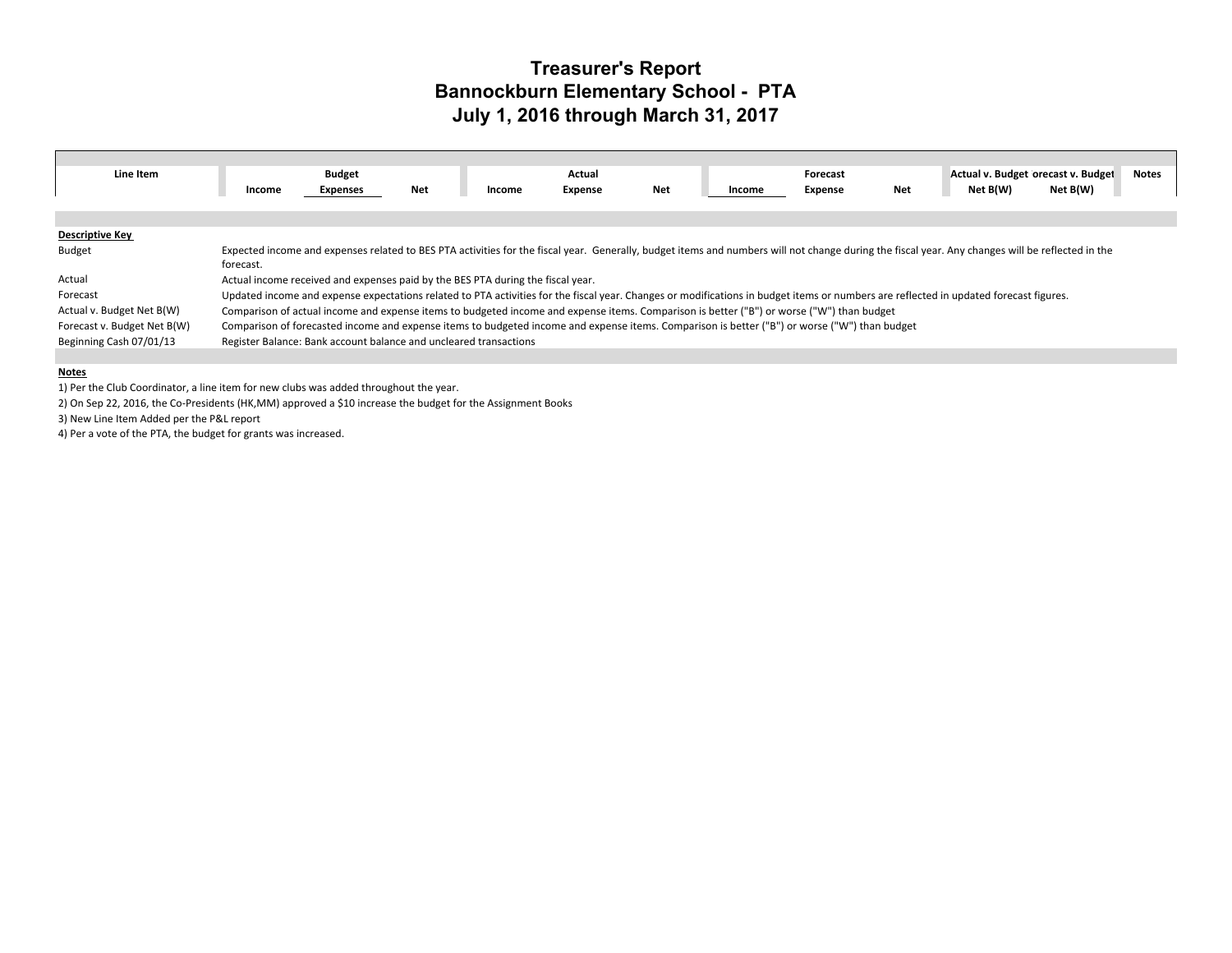# Treasurer's Report
# Bannockburn Elementary School - PTA
# July 1, 2016 through March 31, 2017

| Line Item | Budget | | | Actual | | | Forecast | | | Actual v. Budget | orecast v. Budget | Notes |
|---|---|---|---|---|---|---|---|---|---|---|---|---|
| | Income | Expenses | Net | Income | Expense | Net | Income | Expense | Net | Net B(W) | Net B(W) | |

**Descriptive Key**

| | |
|---|---|
| Budget | Expected income and expenses related to BES PTA activities for the fiscal year. Generally, budget items and numbers will not change during the fiscal year. Any changes will be reflected in the forecast. |
| Actual | Actual income received and expenses paid by the BES PTA during the fiscal year. |
| Forecast | Updated income and expense expectations related to PTA activities for the fiscal year. Changes or modifications in budget items or numbers are reflected in updated forecast figures. |
| Actual v. Budget Net B(W) | Comparison of actual income and expense items to budgeted income and expense items. Comparison is better ("B") or worse ("W") than budget |
| Forecast v. Budget Net B(W) | Comparison of forecasted income and expense items to budgeted income and expense items. Comparison is better ("B") or worse ("W") than budget |
| Beginning Cash 07/01/13 | Register Balance: Bank account balance and uncleared transactions |

**Notes**

1) Per the Club Coordinator, a line item for new clubs was added throughout the year.

2) On Sep 22, 2016, the Co-Presidents (HK,MM) approved a $10 increase the budget for the Assignment Books

3) New Line Item Added per the P&L report

4) Per a vote of the PTA, the budget for grants was increased.